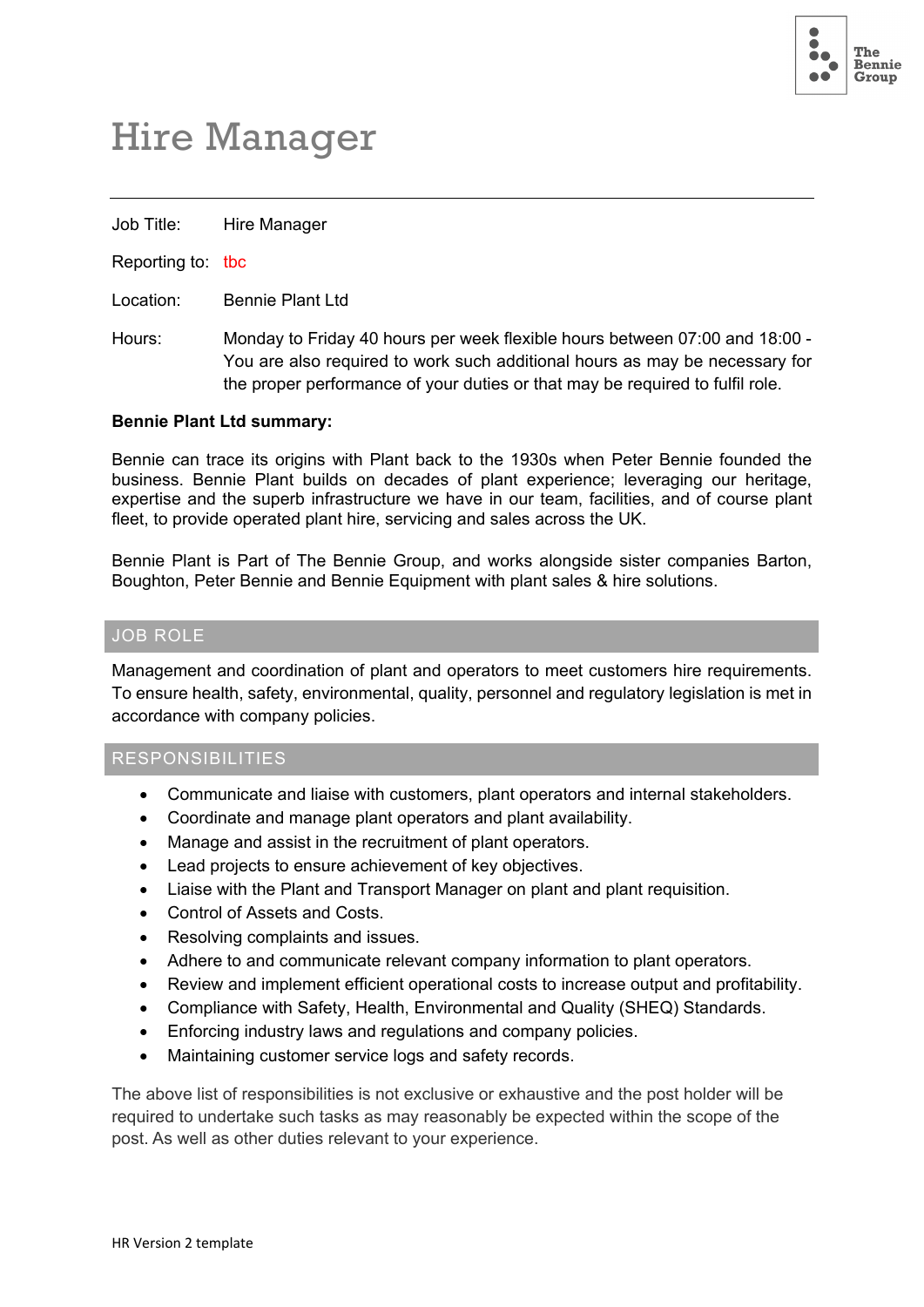# Hire Manager

Job Title: Hire Manager

Reporting to: tbc

Location: Bennie Plant Ltd

Hours: Monday to Friday 40 hours per week flexible hours between 07:00 and 18:00 - You are also required to work such additional hours as may be necessary for the proper performance of your duties or that may be required to fulfil role.

**Bennie Plant Ltd summary:**

Bennie can trace its origins with Plant back to the 1930s when Peter Bennie founded the business. Bennie Plant builds on decades of plant experience; leveraging our heritage, expertise and the superb infrastructure we have in our team, facilities, and of course plant fleet, to provide operated plant hire, servicing and sales across the UK.

Bennie Plant is Part of The Bennie Group, and works alongside sister companies Barton, Boughton, Peter Bennie and Bennie Equipment with plant sales & hire solutions.

## JOB ROLE

Management and coordination of plant and operators to meet customers hire requirements. To ensure health, safety, environmental, quality, personnel and regulatory legislation is met in accordance with company policies.

## RESPONSIBILITIES

- Communicate and liaise with customers, plant operators and internal stakeholders.
- Coordinate and manage plant operators and plant availability.
- Manage and assist in the recruitment of plant operators.
- Lead projects to ensure achievement of key objectives.
- Liaise with the Plant and Transport Manager on plant and plant requisition.
- Control of Assets and Costs.
- Resolving complaints and issues.
- Adhere to and communicate relevant company information to plant operators.
- Review and implement efficient operational costs to increase output and profitability.
- Compliance with Safety, Health, Environmental and Quality (SHEQ) Standards.
- Enforcing industry laws and regulations and company policies.
- Maintaining customer service logs and safety records.

The above list of responsibilities is not exclusive or exhaustive and the post holder will be required to undertake such tasks as may reasonably be expected within the scope of the post. As well as other duties relevant to your experience.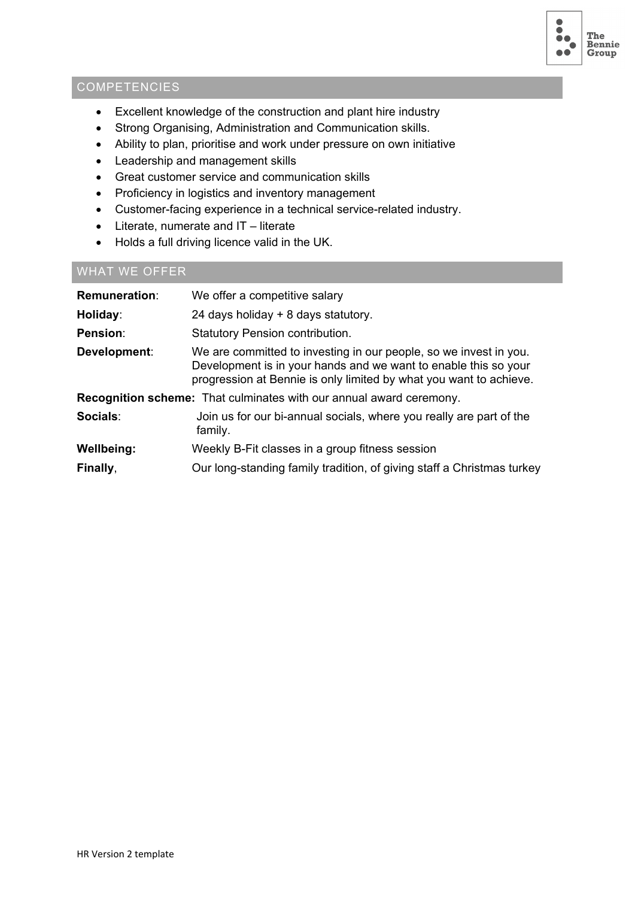## COMPETENCIES

- Excellent knowledge of the construction and plant hire industry
- Strong Organising, Administration and Communication skills.
- Ability to plan, prioritise and work under pressure on own initiative
- Leadership and management skills
- Great customer service and communication skills
- Proficiency in logistics and inventory management
- Customer-facing experience in a technical service-related industry.
- Literate, numerate and IT – literate
- Holds a full driving licence valid in the UK.

## WHAT WE OFFER

| | |
|---|---|
| **Remuneration**: | We offer a competitive salary |
| **Holiday**: | 24 days holiday + 8 days statutory. |
| **Pension**: | Statutory Pension contribution. |
| **Development**: | We are committed to investing in our people, so we invest in you. Development is in your hands and we want to enable this so your progression at Bennie is only limited by what you want to achieve. |
| **Recognition scheme:** | That culminates with our annual award ceremony. |
| **Socials**: | Join us for our bi-annual socials, where you really are part of the family. |
| **Wellbeing:** | Weekly B-Fit classes in a group fitness session |
| **Finally**, | Our long-standing family tradition, of giving staff a Christmas turkey |